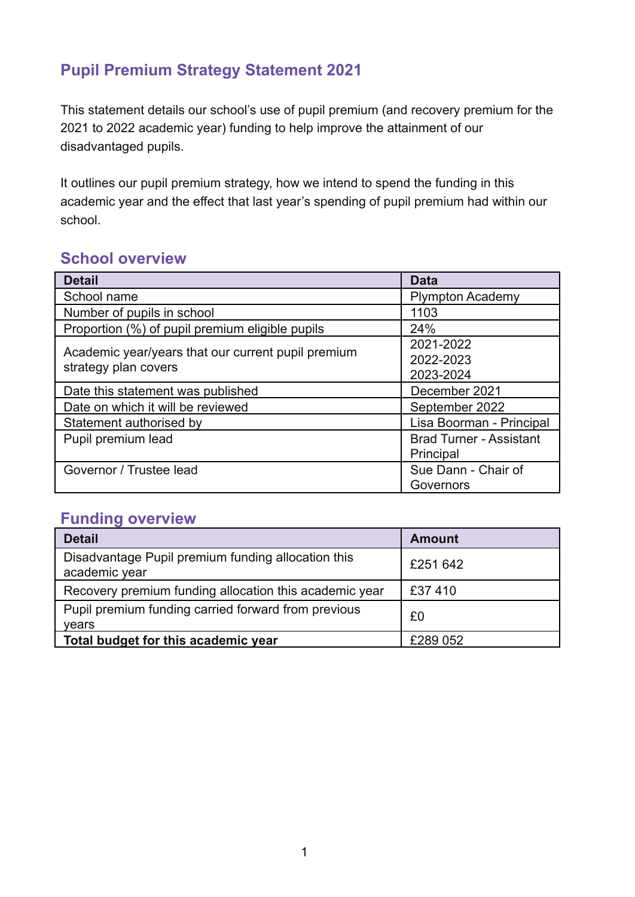# Pupil Premium Strategy Statement 2021

This statement details our school's use of pupil premium (and recovery premium for the 2021 to 2022 academic year) funding to help improve the attainment of our disadvantaged pupils.

It outlines our pupil premium strategy, how we intend to spend the funding in this academic year and the effect that last year's spending of pupil premium had within our school.

## School overview

| Detail | Data |
|---|---|
| School name | Plympton Academy |
| Number of pupils in school | 1103 |
| Proportion (%) of pupil premium eligible pupils | 24% |
| Academic year/years that our current pupil premium strategy plan covers | 2021-2022<br>2022-2023<br>2023-2024 |
| Date this statement was published | December 2021 |
| Date on which it will be reviewed | September 2022 |
| Statement authorised by | Lisa Boorman - Principal |
| Pupil premium lead | Brad Turner - Assistant Principal |
| Governor / Trustee lead | Sue Dann - Chair of Governors |

## Funding overview

| Detail | Amount |
|---|---|
| Disadvantage Pupil premium funding allocation this academic year | £251 642 |
| Recovery premium funding allocation this academic year | £37 410 |
| Pupil premium funding carried forward from previous years | £0 |
| **Total budget for this academic year** | £289 052 |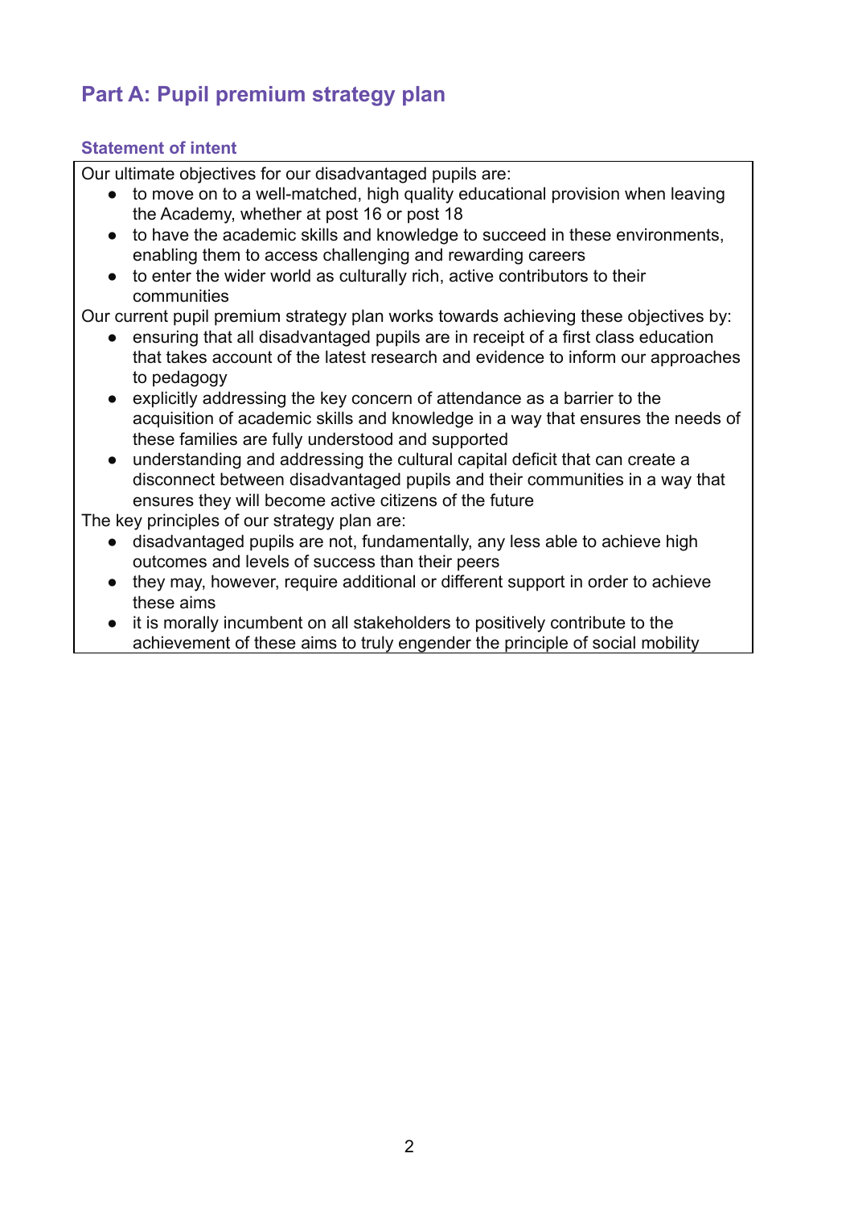## Part A: Pupil premium strategy plan

### Statement of intent

Our ultimate objectives for our disadvantaged pupils are:

- to move on to a well-matched, high quality educational provision when leaving the Academy, whether at post 16 or post 18
- to have the academic skills and knowledge to succeed in these environments, enabling them to access challenging and rewarding careers
- to enter the wider world as culturally rich, active contributors to their communities

Our current pupil premium strategy plan works towards achieving these objectives by:

- ensuring that all disadvantaged pupils are in receipt of a first class education that takes account of the latest research and evidence to inform our approaches to pedagogy
- explicitly addressing the key concern of attendance as a barrier to the acquisition of academic skills and knowledge in a way that ensures the needs of these families are fully understood and supported
- understanding and addressing the cultural capital deficit that can create a disconnect between disadvantaged pupils and their communities in a way that ensures they will become active citizens of the future

The key principles of our strategy plan are:

- disadvantaged pupils are not, fundamentally, any less able to achieve high outcomes and levels of success than their peers
- they may, however, require additional or different support in order to achieve these aims
- it is morally incumbent on all stakeholders to positively contribute to the achievement of these aims to truly engender the principle of social mobility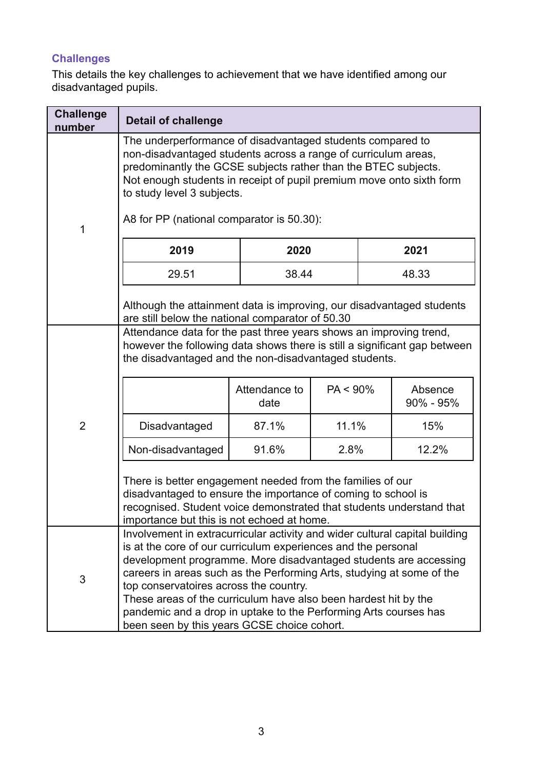### Challenges

This details the key challenges to achievement that we have identified among our disadvantaged pupils.

| Challenge number | Detail of challenge |
|---|---|
| 1 | The underperformance of disadvantaged students compared to non-disadvantaged students across a range of curriculum areas, predominantly the GCSE subjects rather than the BTEC subjects. Not enough students in receipt of pupil premium move onto sixth form to study level 3 subjects.<br><br>A8 for PP (national comparator is 50.30):<br><br>2019: 29.51 · 2020: 38.44 · 2021: 48.33<br><br>Although the attainment data is improving, our disadvantaged students are still below the national comparator of 50.30 |
| 2 | Attendance data for the past three years shows an improving trend, however the following data shows there is still a significant gap between the disadvantaged and the non-disadvantaged students.<br><br>Disadvantaged: Attendance to date 87.1%; PA < 90% 11.1%; Absence 90% - 95% 15%<br>Non-disadvantaged: Attendance to date 91.6%; PA < 90% 2.8%; Absence 90% - 95% 12.2%<br><br>There is better engagement needed from the families of our disadvantaged to ensure the importance of coming to school is recognised. Student voice demonstrated that students understand that importance but this is not echoed at home. |
| 3 | Involvement in extracurricular activity and wider cultural capital building is at the core of our curriculum experiences and the personal development programme. More disadvantaged students are accessing careers in areas such as the Performing Arts, studying at some of the top conservatoires across the country.<br>These areas of the curriculum have also been hardest hit by the pandemic and a drop in uptake to the Performing Arts courses has been seen by this years GCSE choice cohort. |

A8 for PP (Challenge 1):

| 2019 | 2020 | 2021 |
|---|---|---|
| 29.51 | 38.44 | 48.33 |

Attendance data (Challenge 2):

| | Attendance to date | PA < 90% | Absence 90% - 95% |
|---|---|---|---|
| Disadvantaged | 87.1% | 11.1% | 15% |
| Non-disadvantaged | 91.6% | 2.8% | 12.2% |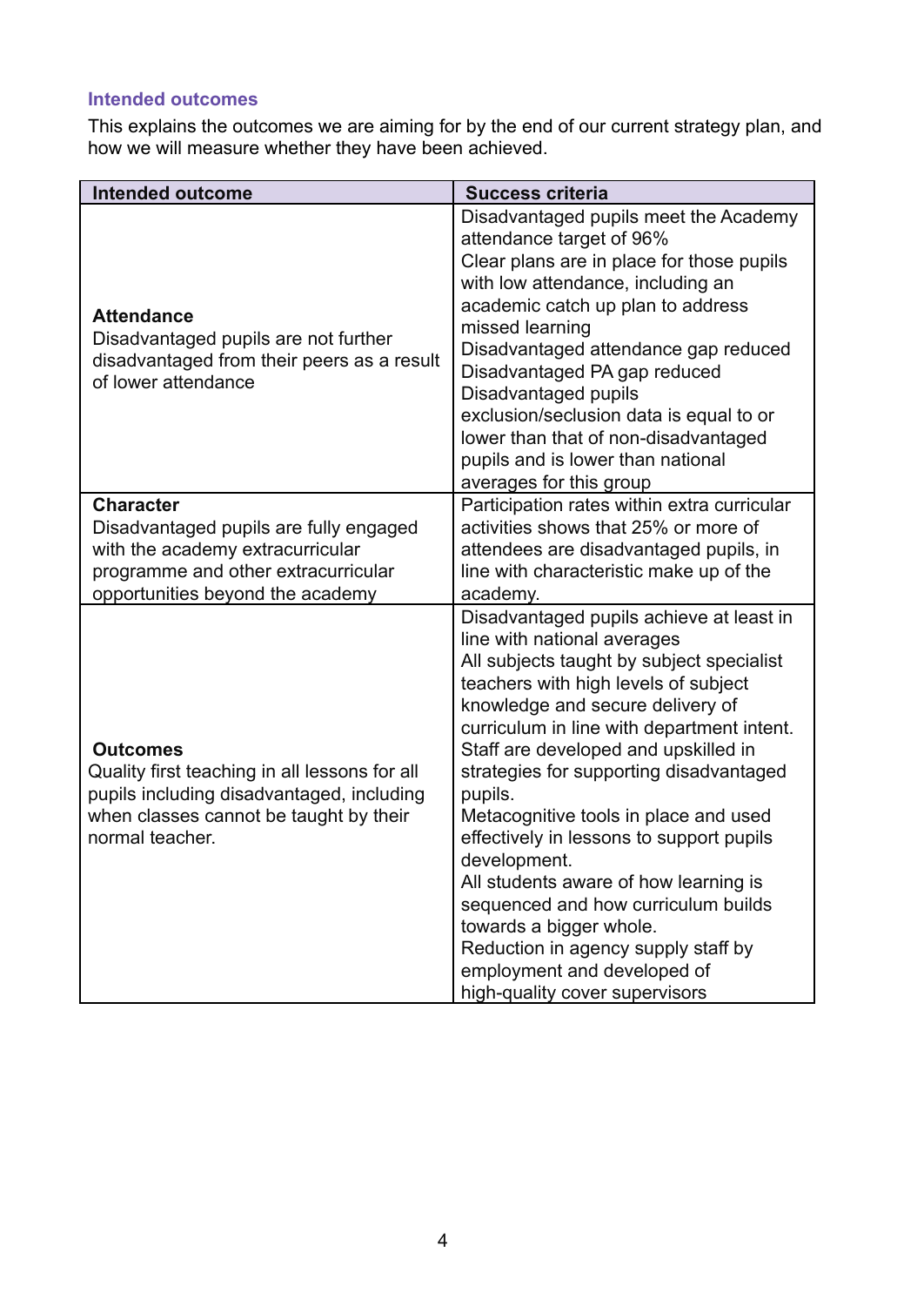### Intended outcomes

This explains the outcomes we are aiming for by the end of our current strategy plan, and how we will measure whether they have been achieved.

| Intended outcome | Success criteria |
|---|---|
| **Attendance**<br>Disadvantaged pupils are not further disadvantaged from their peers as a result of lower attendance | Disadvantaged pupils meet the Academy attendance target of 96%<br>Clear plans are in place for those pupils with low attendance, including an academic catch up plan to address missed learning<br>Disadvantaged attendance gap reduced<br>Disadvantaged PA gap reduced<br>Disadvantaged pupils exclusion/seclusion data is equal to or lower than that of non-disadvantaged pupils and is lower than national averages for this group |
| **Character**<br>Disadvantaged pupils are fully engaged with the academy extracurricular programme and other extracurricular opportunities beyond the academy | Participation rates within extra curricular activities shows that 25% or more of attendees are disadvantaged pupils, in line with characteristic make up of the academy. |
| **Outcomes**<br>Quality first teaching in all lessons for all pupils including disadvantaged, including when classes cannot be taught by their normal teacher. | Disadvantaged pupils achieve at least in line with national averages<br>All subjects taught by subject specialist teachers with high levels of subject knowledge and secure delivery of curriculum in line with department intent.<br>Staff are developed and upskilled in strategies for supporting disadvantaged pupils.<br>Metacognitive tools in place and used effectively in lessons to support pupils development.<br>All students aware of how learning is sequenced and how curriculum builds towards a bigger whole.<br>Reduction in agency supply staff by employment and developed of high-quality cover supervisors |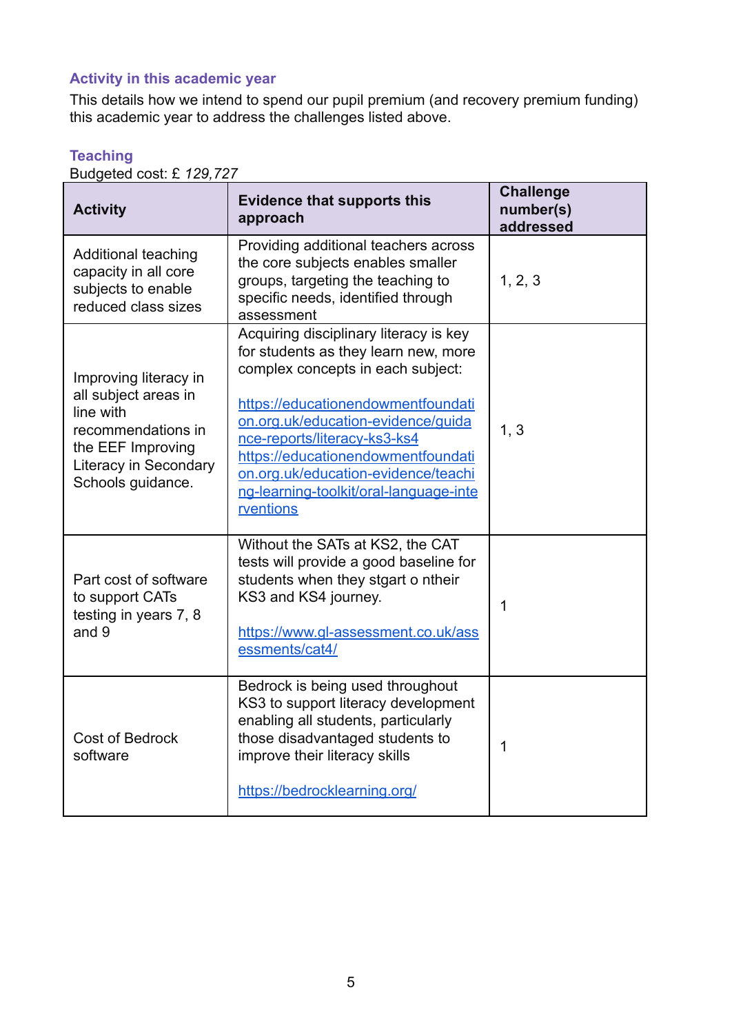### Activity in this academic year

This details how we intend to spend our pupil premium (and recovery premium funding) this academic year to address the challenges listed above.

### Teaching

Budgeted cost: £ *129,727*

| Activity | Evidence that supports this approach | Challenge number(s) addressed |
|---|---|---|
| Additional teaching capacity in all core subjects to enable reduced class sizes | Providing additional teachers across the core subjects enables smaller groups, targeting the teaching to specific needs, identified through assessment | 1, 2, 3 |
| Improving literacy in all subject areas in line with recommendations in the EEF Improving Literacy in Secondary Schools guidance. | Acquiring disciplinary literacy is key for students as they learn new, more complex concepts in each subject: <br><br> [https://educationendowmentfoundation.org.uk/education-evidence/guidance-reports/literacy-ks3-ks4](https://educationendowmentfoundation.org.uk/education-evidence/guidance-reports/literacy-ks3-ks4) [https://educationendowmentfoundation.org.uk/education-evidence/teaching-learning-toolkit/oral-language-interventions](https://educationendowmentfoundation.org.uk/education-evidence/teaching-learning-toolkit/oral-language-interventions) | 1, 3 |
| Part cost of software to support CATs testing in years 7, 8 and 9 | Without the SATs at KS2, the CAT tests will provide a good baseline for students when they stgart o ntheir KS3 and KS4 journey. <br><br> [https://www.gl-assessment.co.uk/assessments/cat4/](https://www.gl-assessment.co.uk/assessments/cat4/) | 1 |
| Cost of Bedrock software | Bedrock is being used throughout KS3 to support literacy development enabling all students, particularly those disadvantaged students to improve their literacy skills <br><br> [https://bedrocklearning.org/](https://bedrocklearning.org/) | 1 |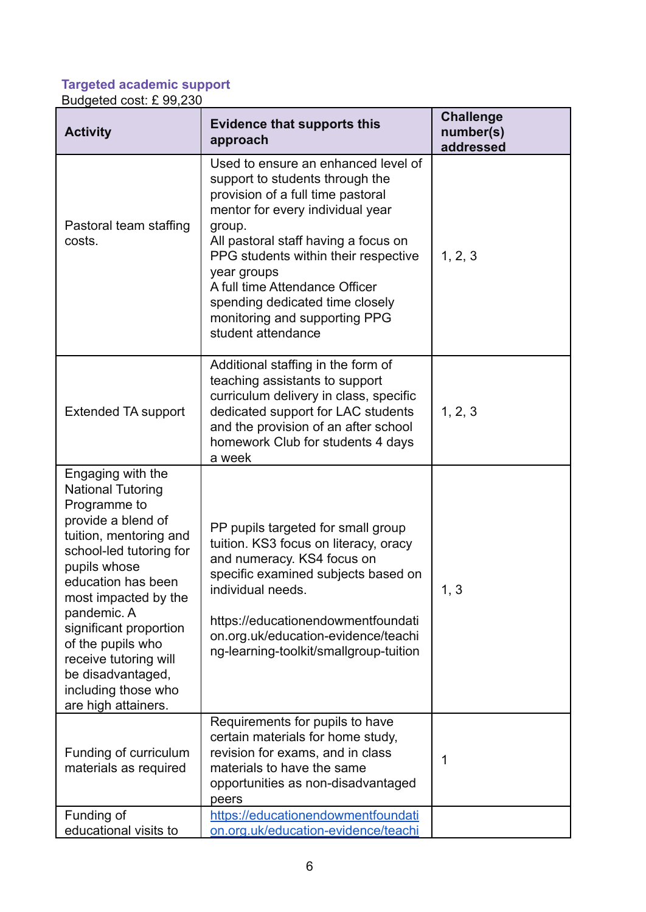### Targeted academic support

Budgeted cost: £ 99,230

| Activity | Evidence that supports this approach | Challenge number(s) addressed |
|---|---|---|
| Pastoral team staffing costs. | Used to ensure an enhanced level of support to students through the provision of a full time pastoral mentor for every individual year group.<br>All pastoral staff having a focus on PPG students within their respective year groups<br>A full time Attendance Officer spending dedicated time closely monitoring and supporting PPG student attendance | 1, 2, 3 |
| Extended TA support | Additional staffing in the form of teaching assistants to support curriculum delivery in class, specific dedicated support for LAC students and the provision of an after school homework Club for students 4 days a week | 1, 2, 3 |
| Engaging with the National Tutoring Programme to provide a blend of tuition, mentoring and school-led tutoring for pupils whose education has been most impacted by the pandemic. A significant proportion of the pupils who receive tutoring will be disadvantaged, including those who are high attainers. | PP pupils targeted for small group tuition. KS3 focus on literacy, oracy and numeracy. KS4 focus on specific examined subjects based on individual needs.<br><br>https://educationendowmentfoundation.org.uk/education-evidence/teaching-learning-toolkit/smallgroup-tuition | 1, 3 |
| Funding of curriculum materials as required | Requirements for pupils to have certain materials for home study, revision for exams, and in class materials to have the same opportunities as non-disadvantaged peers | 1 |
| Funding of educational visits to | [https://educationendowmentfoundation.org.uk/education-evidence/teachi](https://educationendowmentfoundation.org.uk/education-evidence/teachi) | |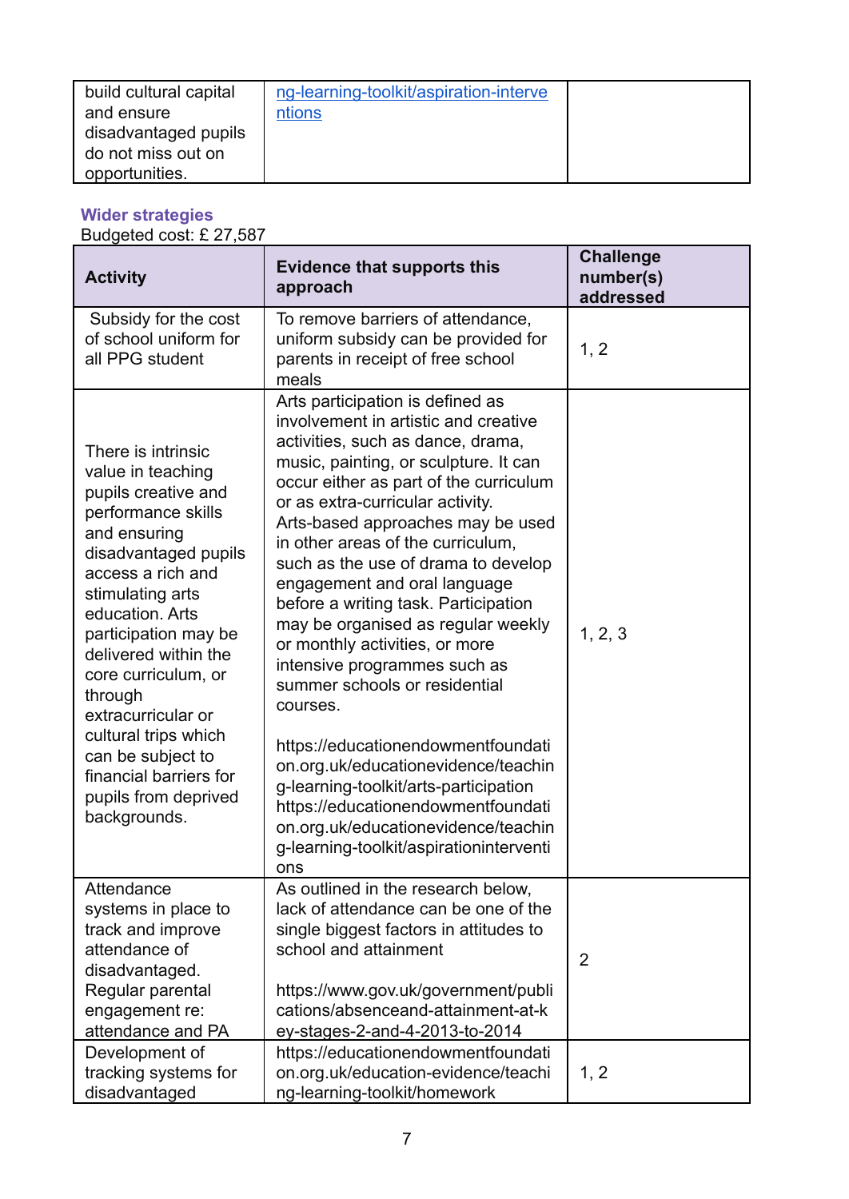| | | |
|---|---|---|
| build cultural capital and ensure disadvantaged pupils do not miss out on opportunities. | [ng-learning-toolkit/aspiration-interventions](ng-learning-toolkit/aspiration-interventions) | |

### Wider strategies

Budgeted cost: £ 27,587

| Activity | Evidence that supports this approach | Challenge number(s) addressed |
|---|---|---|
| Subsidy for the cost of school uniform for all PPG student | To remove barriers of attendance, uniform subsidy can be provided for parents in receipt of free school meals | 1, 2 |
| There is intrinsic value in teaching pupils creative and performance skills and ensuring disadvantaged pupils access a rich and stimulating arts education. Arts participation may be delivered within the core curriculum, or through extracurricular or cultural trips which can be subject to financial barriers for pupils from deprived backgrounds. | Arts participation is defined as involvement in artistic and creative activities, such as dance, drama, music, painting, or sculpture. It can occur either as part of the curriculum or as extra-curricular activity. Arts-based approaches may be used in other areas of the curriculum, such as the use of drama to develop engagement and oral language before a writing task. Participation may be organised as regular weekly or monthly activities, or more intensive programmes such as summer schools or residential courses.<br><br>https://educationendowmentfoundation.org.uk/educationevidence/teaching-learning-toolkit/arts-participation https://educationendowmentfoundation.org.uk/educationevidence/teaching-learning-toolkit/aspirationinterventions | 1, 2, 3 |
| Attendance systems in place to track and improve attendance of disadvantaged. Regular parental engagement re: attendance and PA | As outlined in the research below, lack of attendance can be one of the single biggest factors in attitudes to school and attainment<br><br>https://www.gov.uk/government/publications/absenceand-attainment-at-key-stages-2-and-4-2013-to-2014 | 2 |
| Development of tracking systems for disadvantaged | https://educationendowmentfoundation.org.uk/education-evidence/teaching-learning-toolkit/homework | 1, 2 |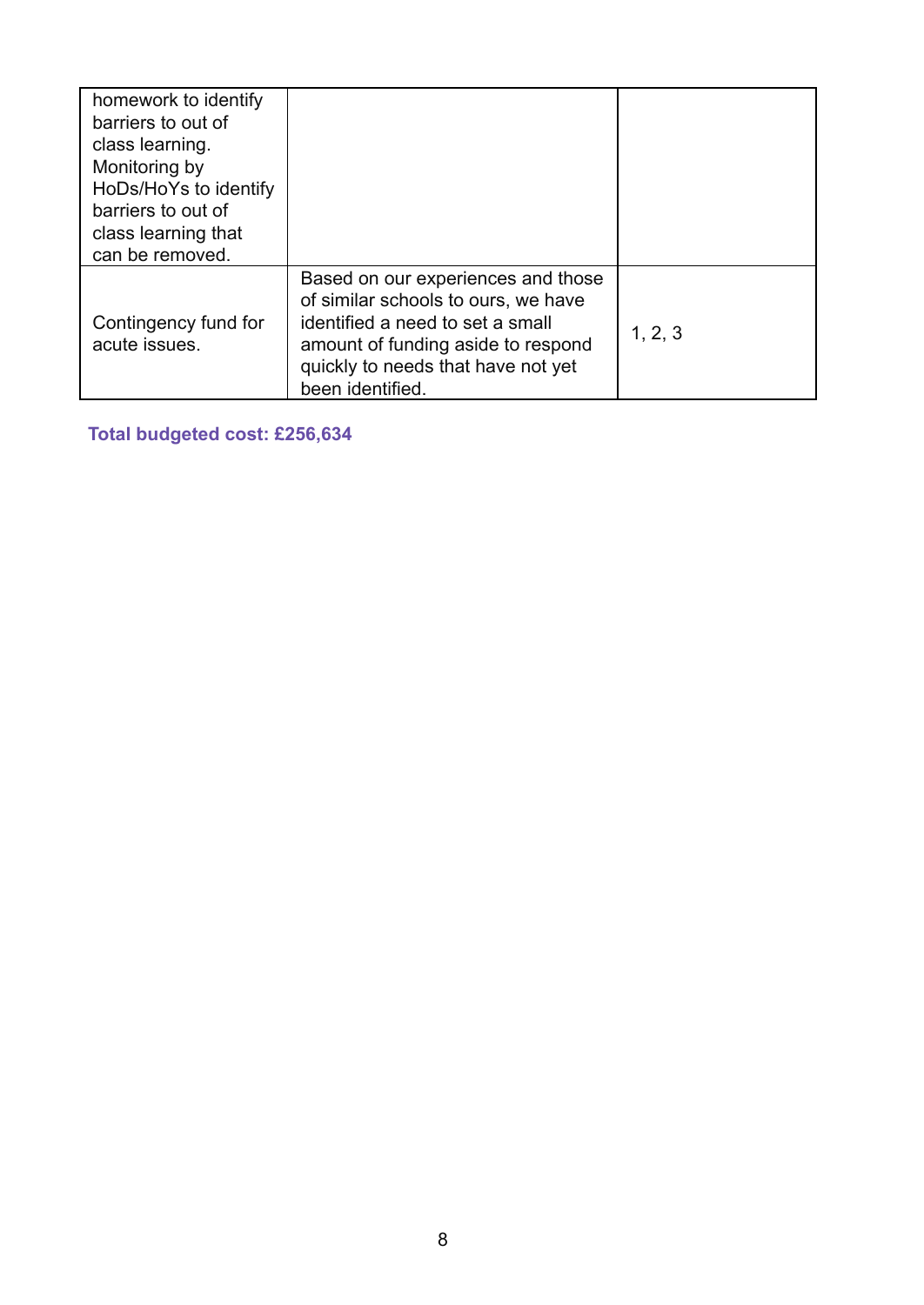| | | |
|---|---|---|
| homework to identify barriers to out of class learning. Monitoring by HoDs/HoYs to identify barriers to out of class learning that can be removed. | | |
| Contingency fund for acute issues. | Based on our experiences and those of similar schools to ours, we have identified a need to set a small amount of funding aside to respond quickly to needs that have not yet been identified. | 1, 2, 3 |

**Total budgeted cost: £256,634**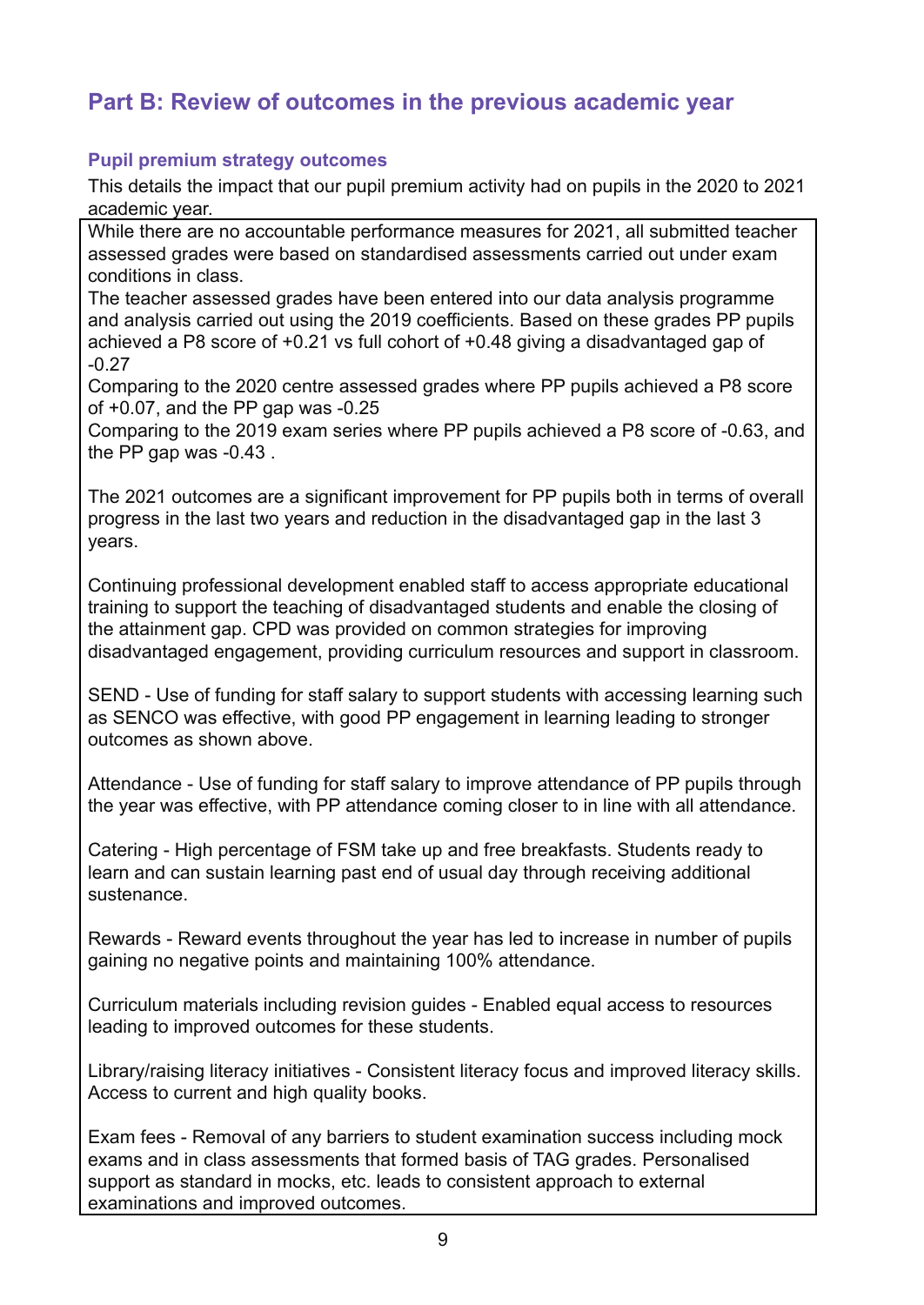# Part B: Review of outcomes in the previous academic year

## Pupil premium strategy outcomes

This details the impact that our pupil premium activity had on pupils in the 2020 to 2021 academic year.

While there are no accountable performance measures for 2021, all submitted teacher assessed grades were based on standardised assessments carried out under exam conditions in class.

The teacher assessed grades have been entered into our data analysis programme and analysis carried out using the 2019 coefficients. Based on these grades PP pupils achieved a P8 score of +0.21 vs full cohort of +0.48 giving a disadvantaged gap of -0.27

Comparing to the 2020 centre assessed grades where PP pupils achieved a P8 score of +0.07, and the PP gap was -0.25

Comparing to the 2019 exam series where PP pupils achieved a P8 score of -0.63, and the PP gap was -0.43 .

The 2021 outcomes are a significant improvement for PP pupils both in terms of overall progress in the last two years and reduction in the disadvantaged gap in the last 3 years.

Continuing professional development enabled staff to access appropriate educational training to support the teaching of disadvantaged students and enable the closing of the attainment gap. CPD was provided on common strategies for improving disadvantaged engagement, providing curriculum resources and support in classroom.

SEND - Use of funding for staff salary to support students with accessing learning such as SENCO was effective, with good PP engagement in learning leading to stronger outcomes as shown above.

Attendance - Use of funding for staff salary to improve attendance of PP pupils through the year was effective, with PP attendance coming closer to in line with all attendance.

Catering - High percentage of FSM take up and free breakfasts. Students ready to learn and can sustain learning past end of usual day through receiving additional sustenance.

Rewards - Reward events throughout the year has led to increase in number of pupils gaining no negative points and maintaining 100% attendance.

Curriculum materials including revision guides - Enabled equal access to resources leading to improved outcomes for these students.

Library/raising literacy initiatives - Consistent literacy focus and improved literacy skills. Access to current and high quality books.

Exam fees - Removal of any barriers to student examination success including mock exams and in class assessments that formed basis of TAG grades. Personalised support as standard in mocks, etc. leads to consistent approach to external examinations and improved outcomes.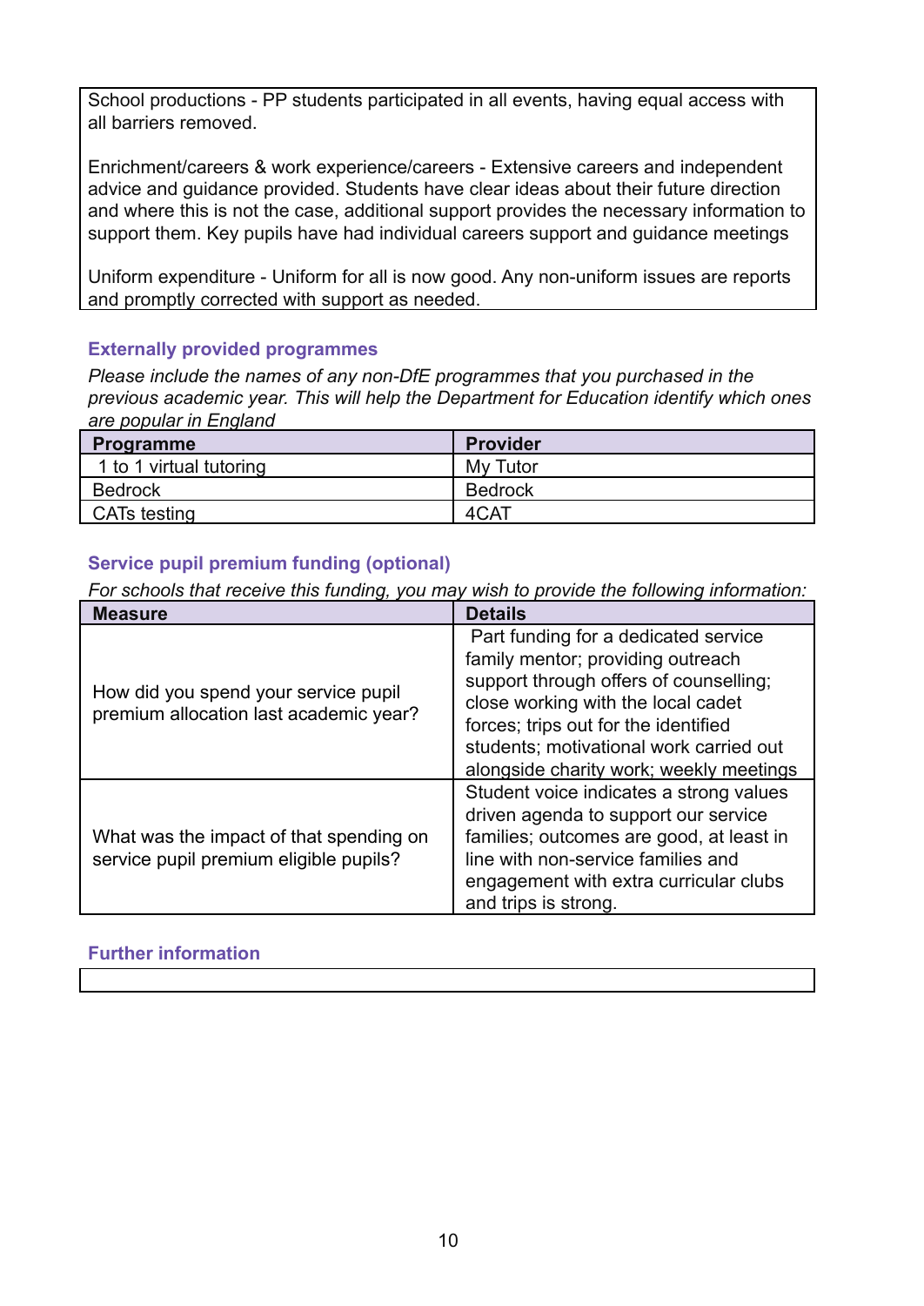| |
|---|
| School productions - PP students participated in all events, having equal access with all barriers removed.<br><br>Enrichment/careers & work experience/careers - Extensive careers and independent advice and guidance provided. Students have clear ideas about their future direction and where this is not the case, additional support provides the necessary information to support them. Key pupils have had individual careers support and guidance meetings<br><br>Uniform expenditure - Uniform for all is now good. Any non-uniform issues are reports and promptly corrected with support as needed. |

## Externally provided programmes

*Please include the names of any non-DfE programmes that you purchased in the previous academic year. This will help the Department for Education identify which ones are popular in England*

| Programme | Provider |
|---|---|
| 1 to 1 virtual tutoring | My Tutor |
| Bedrock | Bedrock |
| CATs testing | 4CAT |

## Service pupil premium funding (optional)

*For schools that receive this funding, you may wish to provide the following information:*

| Measure | Details |
|---|---|
| How did you spend your service pupil premium allocation last academic year? | Part funding for a dedicated service family mentor; providing outreach support through offers of counselling; close working with the local cadet forces; trips out for the identified students; motivational work carried out alongside charity work; weekly meetings |
| What was the impact of that spending on service pupil premium eligible pupils? | Student voice indicates a strong values driven agenda to support our service families; outcomes are good, at least in line with non-service families and engagement with extra curricular clubs and trips is strong. |

## Further information

| |
|---|
| |